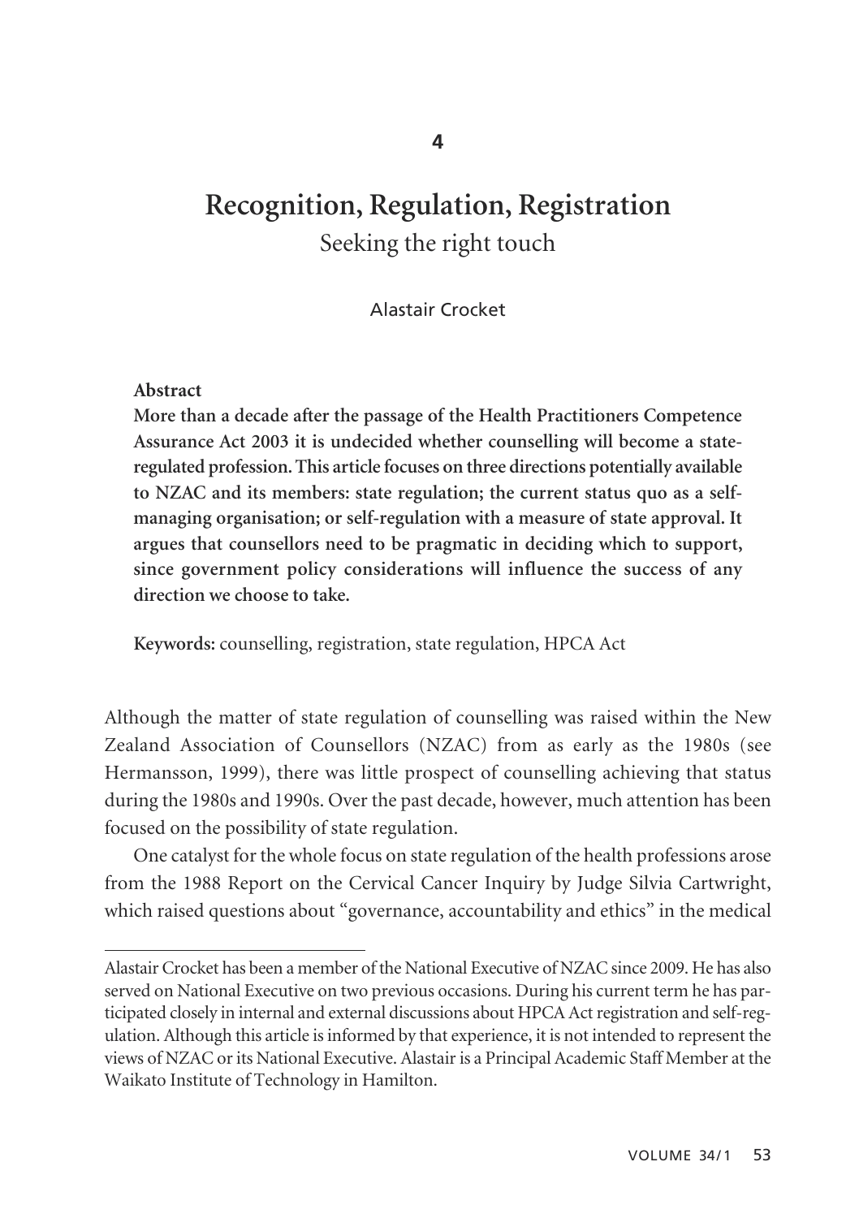4

# Recognition, Regulation, Registration

## Seeking the right touch

Alastair Crocket

**Abstract**

**More than a decade after the passage of the Health Practitioners Competence Assurance Act 2003 it is undecided whether counselling will become a state-regulated profession. This article focuses on three directions potentially available to NZAC and its members: state regulation; the current status quo as a self-managing organisation; or self-regulation with a measure of state approval. It argues that counsellors need to be pragmatic in deciding which to support, since government policy considerations will influence the success of any direction we choose to take.**

**Keywords:** counselling, registration, state regulation, HPCA Act

Although the matter of state regulation of counselling was raised within the New Zealand Association of Counsellors (NZAC) from as early as the 1980s (see Hermansson, 1999), there was little prospect of counselling achieving that status during the 1980s and 1990s. Over the past decade, however, much attention has been focused on the possibility of state regulation.

One catalyst for the whole focus on state regulation of the health professions arose from the 1988 Report on the Cervical Cancer Inquiry by Judge Silvia Cartwright, which raised questions about "governance, accountability and ethics" in the medical

---

Alastair Crocket has been a member of the National Executive of NZAC since 2009. He has also served on National Executive on two previous occasions. During his current term he has participated closely in internal and external discussions about HPCA Act registration and self-regulation. Although this article is informed by that experience, it is not intended to represent the views of NZAC or its National Executive. Alastair is a Principal Academic Staff Member at the Waikato Institute of Technology in Hamilton.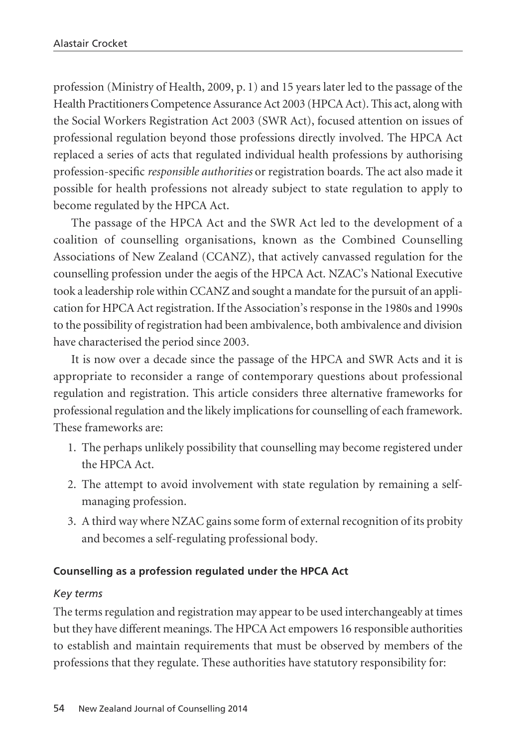profession (Ministry of Health, 2009, p. 1) and 15 years later led to the passage of the Health Practitioners Competence Assurance Act 2003 (HPCA Act). This act, along with the Social Workers Registration Act 2003 (SWR Act), focused attention on issues of professional regulation beyond those professions directly involved. The HPCA Act replaced a series of acts that regulated individual health professions by authorising profession-specific *responsible authorities* or registration boards. The act also made it possible for health professions not already subject to state regulation to apply to become regulated by the HPCA Act.

The passage of the HPCA Act and the SWR Act led to the development of a coalition of counselling organisations, known as the Combined Counselling Associations of New Zealand (CCANZ), that actively canvassed regulation for the counselling profession under the aegis of the HPCA Act. NZAC's National Executive took a leadership role within CCANZ and sought a mandate for the pursuit of an application for HPCA Act registration. If the Association's response in the 1980s and 1990s to the possibility of registration had been ambivalence, both ambivalence and division have characterised the period since 2003.

It is now over a decade since the passage of the HPCA and SWR Acts and it is appropriate to reconsider a range of contemporary questions about professional regulation and registration. This article considers three alternative frameworks for professional regulation and the likely implications for counselling of each framework. These frameworks are:

1. The perhaps unlikely possibility that counselling may become registered under the HPCA Act.
2. The attempt to avoid involvement with state regulation by remaining a self-managing profession.
3. A third way where NZAC gains some form of external recognition of its probity and becomes a self-regulating professional body.

### Counselling as a profession regulated under the HPCA Act

#### *Key terms*

The terms regulation and registration may appear to be used interchangeably at times but they have different meanings. The HPCA Act empowers 16 responsible authorities to establish and maintain requirements that must be observed by members of the professions that they regulate. These authorities have statutory responsibility for: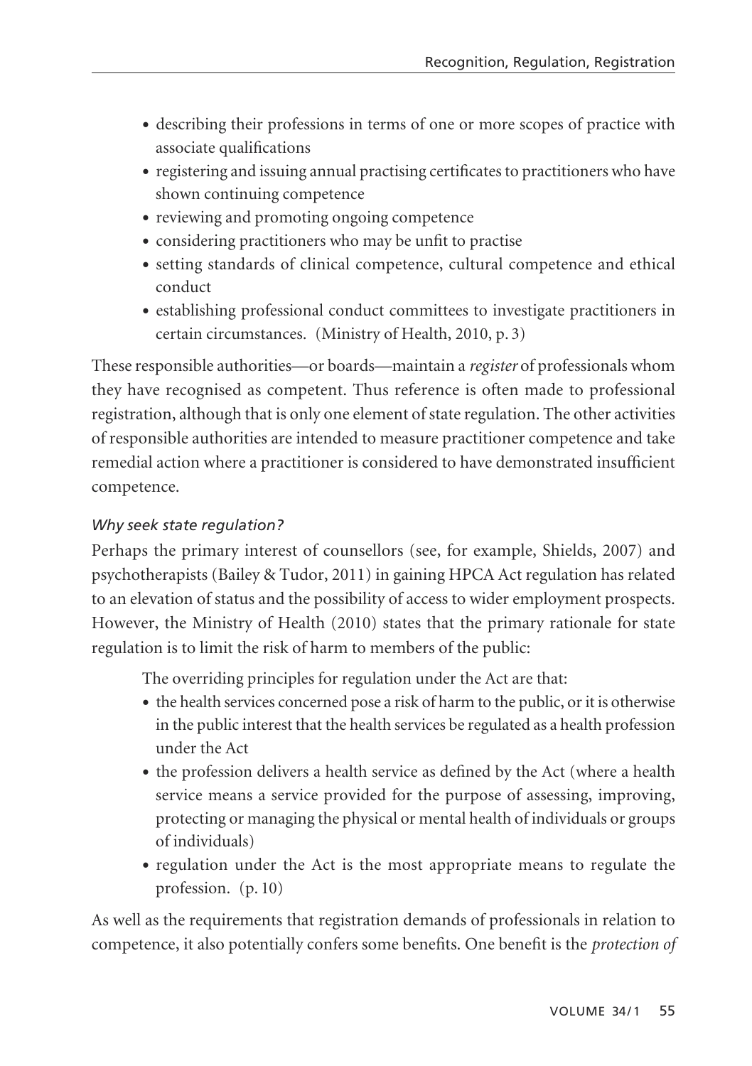- describing their professions in terms of one or more scopes of practice with associate qualifications
- registering and issuing annual practising certificates to practitioners who have shown continuing competence
- reviewing and promoting ongoing competence
- considering practitioners who may be unfit to practise
- setting standards of clinical competence, cultural competence and ethical conduct
- establishing professional conduct committees to investigate practitioners in certain circumstances. (Ministry of Health, 2010, p. 3)

These responsible authorities—or boards—maintain a *register* of professionals whom they have recognised as competent. Thus reference is often made to professional registration, although that is only one element of state regulation. The other activities of responsible authorities are intended to measure practitioner competence and take remedial action where a practitioner is considered to have demonstrated insufficient competence.

### *Why seek state regulation?*

Perhaps the primary interest of counsellors (see, for example, Shields, 2007) and psychotherapists (Bailey & Tudor, 2011) in gaining HPCA Act regulation has related to an elevation of status and the possibility of access to wider employment prospects. However, the Ministry of Health (2010) states that the primary rationale for state regulation is to limit the risk of harm to members of the public:

> The overriding principles for regulation under the Act are that:
>
> - the health services concerned pose a risk of harm to the public, or it is otherwise in the public interest that the health services be regulated as a health profession under the Act
> - the profession delivers a health service as defined by the Act (where a health service means a service provided for the purpose of assessing, improving, protecting or managing the physical or mental health of individuals or groups of individuals)
> - regulation under the Act is the most appropriate means to regulate the profession. (p. 10)

As well as the requirements that registration demands of professionals in relation to competence, it also potentially confers some benefits. One benefit is the *protection of*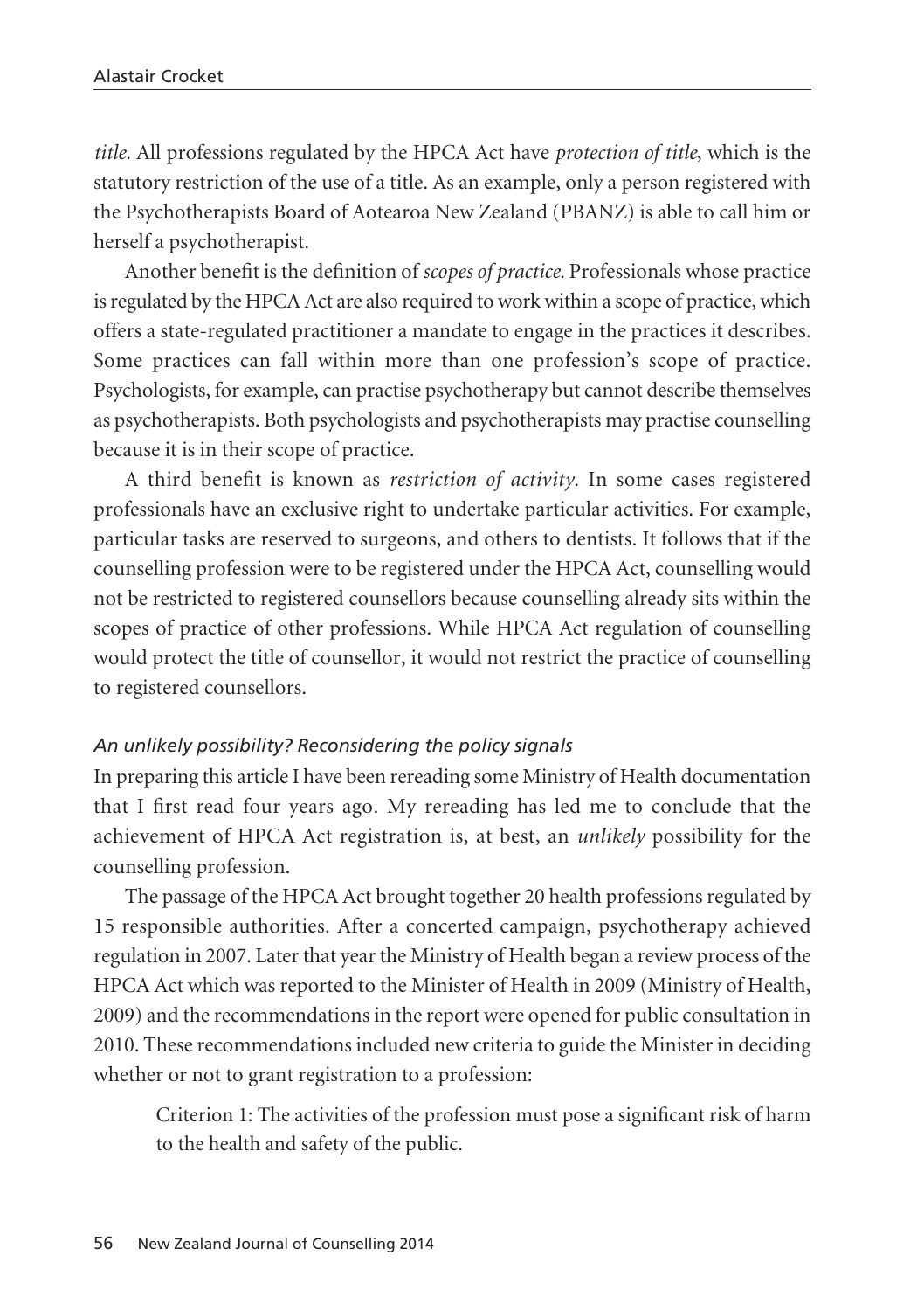*title.* All professions regulated by the HPCA Act have *protection of title*, which is the statutory restriction of the use of a title. As an example, only a person registered with the Psychotherapists Board of Aotearoa New Zealand (PBANZ) is able to call him or herself a psychotherapist.

Another benefit is the definition of *scopes of practice.* Professionals whose practice is regulated by the HPCA Act are also required to work within a scope of practice, which offers a state-regulated practitioner a mandate to engage in the practices it describes. Some practices can fall within more than one profession's scope of practice. Psychologists, for example, can practise psychotherapy but cannot describe themselves as psychotherapists. Both psychologists and psychotherapists may practise counselling because it is in their scope of practice.

A third benefit is known as *restriction of activity*. In some cases registered professionals have an exclusive right to undertake particular activities. For example, particular tasks are reserved to surgeons, and others to dentists. It follows that if the counselling profession were to be registered under the HPCA Act, counselling would not be restricted to registered counsellors because counselling already sits within the scopes of practice of other professions. While HPCA Act regulation of counselling would protect the title of counsellor, it would not restrict the practice of counselling to registered counsellors.

### *An unlikely possibility? Reconsidering the policy signals*

In preparing this article I have been rereading some Ministry of Health documentation that I first read four years ago. My rereading has led me to conclude that the achievement of HPCA Act registration is, at best, an *unlikely* possibility for the counselling profession.

The passage of the HPCA Act brought together 20 health professions regulated by 15 responsible authorities. After a concerted campaign, psychotherapy achieved regulation in 2007. Later that year the Ministry of Health began a review process of the HPCA Act which was reported to the Minister of Health in 2009 (Ministry of Health, 2009) and the recommendations in the report were opened for public consultation in 2010. These recommendations included new criteria to guide the Minister in deciding whether or not to grant registration to a profession:

> Criterion 1: The activities of the profession must pose a significant risk of harm to the health and safety of the public.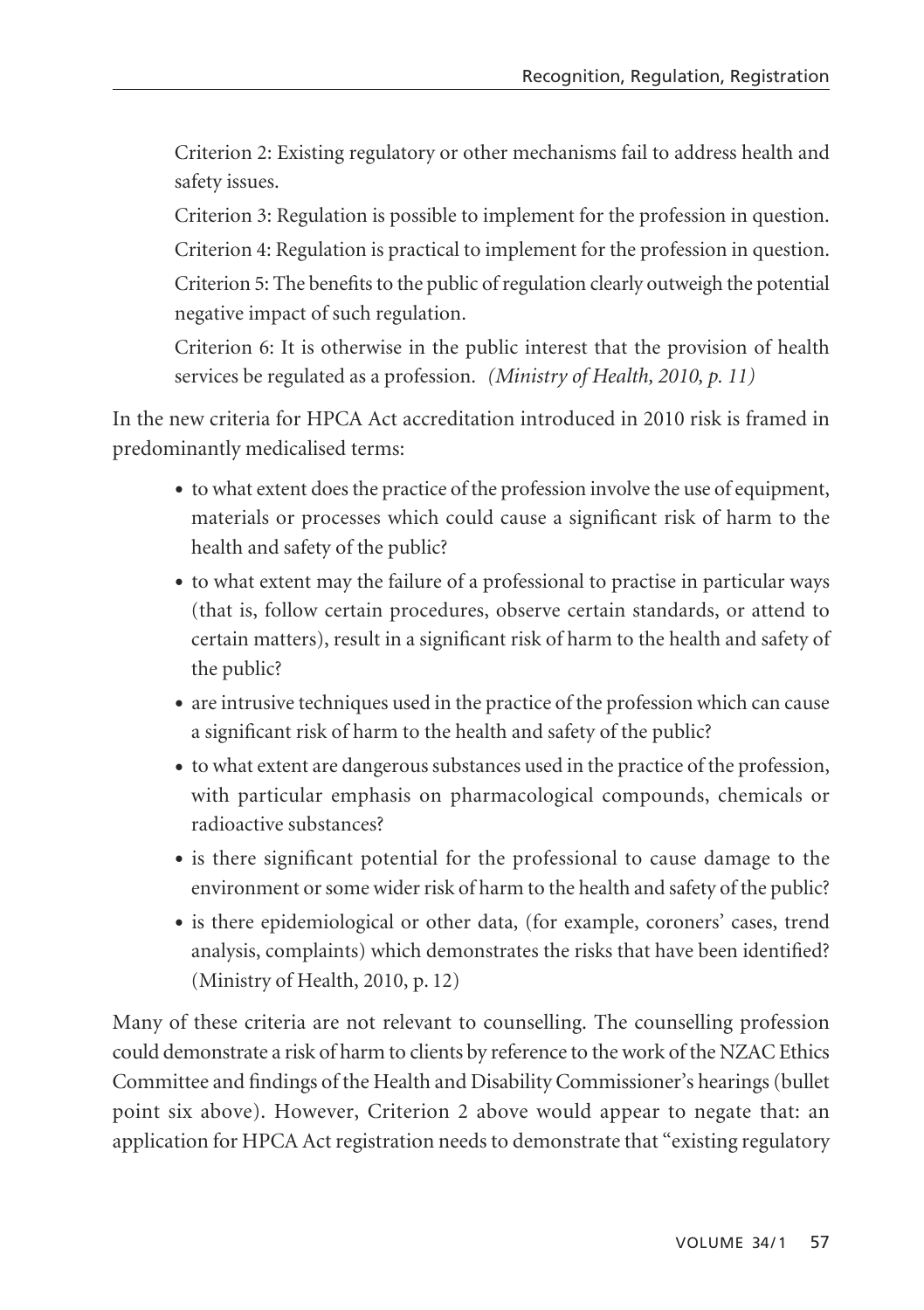> Criterion 2: Existing regulatory or other mechanisms fail to address health and safety issues.
>
> Criterion 3: Regulation is possible to implement for the profession in question.
>
> Criterion 4: Regulation is practical to implement for the profession in question.
>
> Criterion 5: The benefits to the public of regulation clearly outweigh the potential negative impact of such regulation.
>
> Criterion 6: It is otherwise in the public interest that the provision of health services be regulated as a profession. *(Ministry of Health, 2010, p. 11)*

In the new criteria for HPCA Act accreditation introduced in 2010 risk is framed in predominantly medicalised terms:

- to what extent does the practice of the profession involve the use of equipment, materials or processes which could cause a significant risk of harm to the health and safety of the public?
- to what extent may the failure of a professional to practise in particular ways (that is, follow certain procedures, observe certain standards, or attend to certain matters), result in a significant risk of harm to the health and safety of the public?
- are intrusive techniques used in the practice of the profession which can cause a significant risk of harm to the health and safety of the public?
- to what extent are dangerous substances used in the practice of the profession, with particular emphasis on pharmacological compounds, chemicals or radioactive substances?
- is there significant potential for the professional to cause damage to the environment or some wider risk of harm to the health and safety of the public?
- is there epidemiological or other data, (for example, coroners' cases, trend analysis, complaints) which demonstrates the risks that have been identified? (Ministry of Health, 2010, p. 12)

Many of these criteria are not relevant to counselling. The counselling profession could demonstrate a risk of harm to clients by reference to the work of the NZAC Ethics Committee and findings of the Health and Disability Commissioner's hearings (bullet point six above). However, Criterion 2 above would appear to negate that: an application for HPCA Act registration needs to demonstrate that "existing regulatory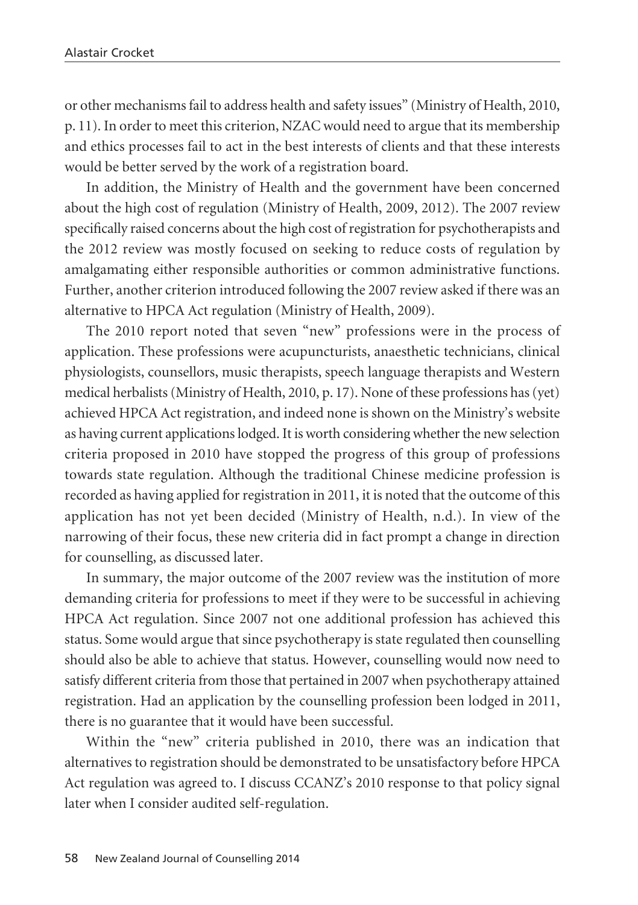or other mechanisms fail to address health and safety issues" (Ministry of Health, 2010, p. 11). In order to meet this criterion, NZAC would need to argue that its membership and ethics processes fail to act in the best interests of clients and that these interests would be better served by the work of a registration board.

In addition, the Ministry of Health and the government have been concerned about the high cost of regulation (Ministry of Health, 2009, 2012). The 2007 review specifically raised concerns about the high cost of registration for psychotherapists and the 2012 review was mostly focused on seeking to reduce costs of regulation by amalgamating either responsible authorities or common administrative functions. Further, another criterion introduced following the 2007 review asked if there was an alternative to HPCA Act regulation (Ministry of Health, 2009).

The 2010 report noted that seven "new" professions were in the process of application. These professions were acupuncturists, anaesthetic technicians, clinical physiologists, counsellors, music therapists, speech language therapists and Western medical herbalists (Ministry of Health, 2010, p. 17). None of these professions has (yet) achieved HPCA Act registration, and indeed none is shown on the Ministry's website as having current applications lodged. It is worth considering whether the new selection criteria proposed in 2010 have stopped the progress of this group of professions towards state regulation. Although the traditional Chinese medicine profession is recorded as having applied for registration in 2011, it is noted that the outcome of this application has not yet been decided (Ministry of Health, n.d.). In view of the narrowing of their focus, these new criteria did in fact prompt a change in direction for counselling, as discussed later.

In summary, the major outcome of the 2007 review was the institution of more demanding criteria for professions to meet if they were to be successful in achieving HPCA Act regulation. Since 2007 not one additional profession has achieved this status. Some would argue that since psychotherapy is state regulated then counselling should also be able to achieve that status. However, counselling would now need to satisfy different criteria from those that pertained in 2007 when psychotherapy attained registration. Had an application by the counselling profession been lodged in 2011, there is no guarantee that it would have been successful.

Within the "new" criteria published in 2010, there was an indication that alternatives to registration should be demonstrated to be unsatisfactory before HPCA Act regulation was agreed to. I discuss CCANZ's 2010 response to that policy signal later when I consider audited self-regulation.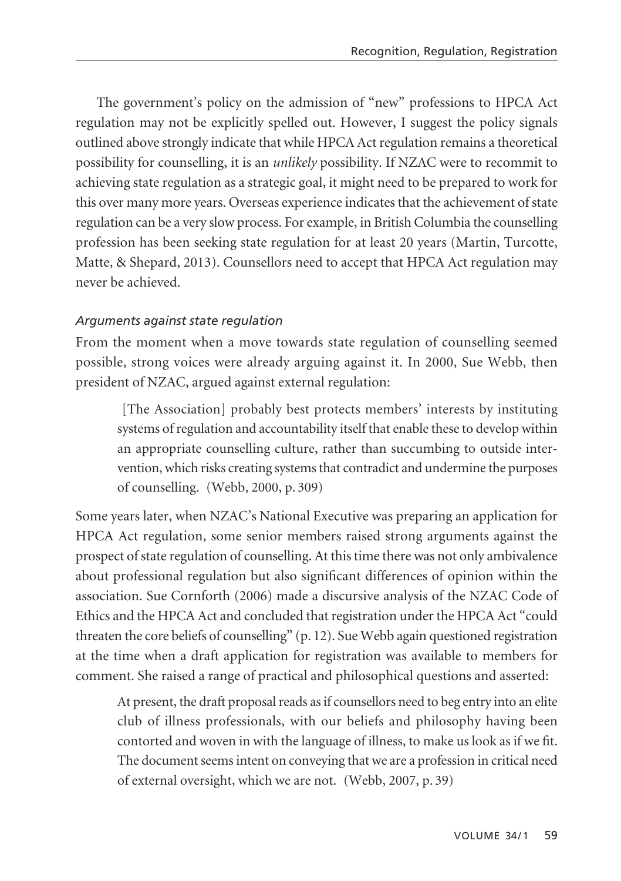The government's policy on the admission of "new" professions to HPCA Act regulation may not be explicitly spelled out. However, I suggest the policy signals outlined above strongly indicate that while HPCA Act regulation remains a theoretical possibility for counselling, it is an *unlikely* possibility. If NZAC were to recommit to achieving state regulation as a strategic goal, it might need to be prepared to work for this over many more years. Overseas experience indicates that the achievement of state regulation can be a very slow process. For example, in British Columbia the counselling profession has been seeking state regulation for at least 20 years (Martin, Turcotte, Matte, & Shepard, 2013). Counsellors need to accept that HPCA Act regulation may never be achieved.

### *Arguments against state regulation*

From the moment when a move towards state regulation of counselling seemed possible, strong voices were already arguing against it. In 2000, Sue Webb, then president of NZAC, argued against external regulation:

> [The Association] probably best protects members' interests by instituting systems of regulation and accountability itself that enable these to develop within an appropriate counselling culture, rather than succumbing to outside intervention, which risks creating systems that contradict and undermine the purposes of counselling. (Webb, 2000, p. 309)

Some years later, when NZAC's National Executive was preparing an application for HPCA Act regulation, some senior members raised strong arguments against the prospect of state regulation of counselling. At this time there was not only ambivalence about professional regulation but also significant differences of opinion within the association. Sue Cornforth (2006) made a discursive analysis of the NZAC Code of Ethics and the HPCA Act and concluded that registration under the HPCA Act "could threaten the core beliefs of counselling" (p. 12). Sue Webb again questioned registration at the time when a draft application for registration was available to members for comment. She raised a range of practical and philosophical questions and asserted:

> At present, the draft proposal reads as if counsellors need to beg entry into an elite club of illness professionals, with our beliefs and philosophy having been contorted and woven in with the language of illness, to make us look as if we fit. The document seems intent on conveying that we are a profession in critical need of external oversight, which we are not. (Webb, 2007, p. 39)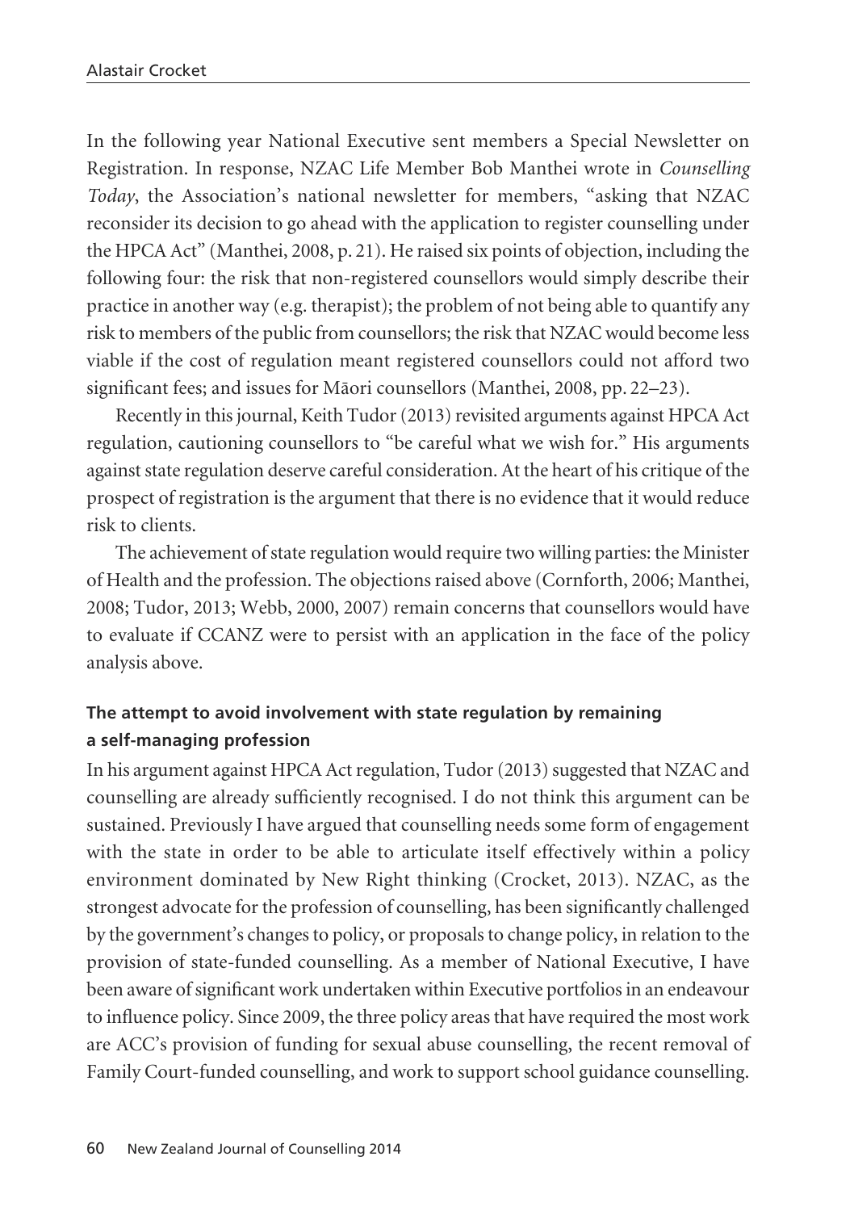In the following year National Executive sent members a Special Newsletter on Registration. In response, NZAC Life Member Bob Manthei wrote in *Counselling Today*, the Association's national newsletter for members, "asking that NZAC reconsider its decision to go ahead with the application to register counselling under the HPCA Act" (Manthei, 2008, p. 21). He raised six points of objection, including the following four: the risk that non-registered counsellors would simply describe their practice in another way (e.g. therapist); the problem of not being able to quantify any risk to members of the public from counsellors; the risk that NZAC would become less viable if the cost of regulation meant registered counsellors could not afford two significant fees; and issues for Māori counsellors (Manthei, 2008, pp. 22–23).

Recently in this journal, Keith Tudor (2013) revisited arguments against HPCA Act regulation, cautioning counsellors to "be careful what we wish for." His arguments against state regulation deserve careful consideration. At the heart of his critique of the prospect of registration is the argument that there is no evidence that it would reduce risk to clients.

The achievement of state regulation would require two willing parties: the Minister of Health and the profession. The objections raised above (Cornforth, 2006; Manthei, 2008; Tudor, 2013; Webb, 2000, 2007) remain concerns that counsellors would have to evaluate if CCANZ were to persist with an application in the face of the policy analysis above.

### The attempt to avoid involvement with state regulation by remaining a self-managing profession

In his argument against HPCA Act regulation, Tudor (2013) suggested that NZAC and counselling are already sufficiently recognised. I do not think this argument can be sustained. Previously I have argued that counselling needs some form of engagement with the state in order to be able to articulate itself effectively within a policy environment dominated by New Right thinking (Crocket, 2013). NZAC, as the strongest advocate for the profession of counselling, has been significantly challenged by the government's changes to policy, or proposals to change policy, in relation to the provision of state-funded counselling. As a member of National Executive, I have been aware of significant work undertaken within Executive portfolios in an endeavour to influence policy. Since 2009, the three policy areas that have required the most work are ACC's provision of funding for sexual abuse counselling, the recent removal of Family Court-funded counselling, and work to support school guidance counselling.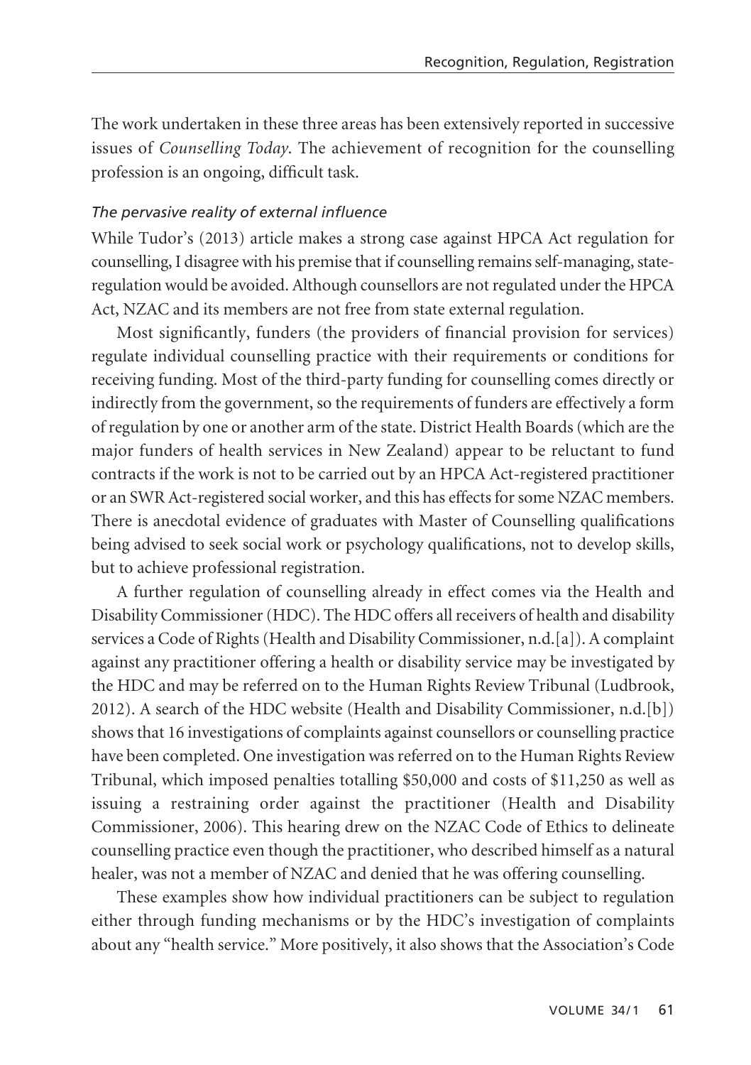The work undertaken in these three areas has been extensively reported in successive issues of *Counselling Today*. The achievement of recognition for the counselling profession is an ongoing, difficult task.

### *The pervasive reality of external influence*

While Tudor's (2013) article makes a strong case against HPCA Act regulation for counselling, I disagree with his premise that if counselling remains self-managing, state-regulation would be avoided. Although counsellors are not regulated under the HPCA Act, NZAC and its members are not free from state external regulation.

Most significantly, funders (the providers of financial provision for services) regulate individual counselling practice with their requirements or conditions for receiving funding. Most of the third-party funding for counselling comes directly or indirectly from the government, so the requirements of funders are effectively a form of regulation by one or another arm of the state. District Health Boards (which are the major funders of health services in New Zealand) appear to be reluctant to fund contracts if the work is not to be carried out by an HPCA Act-registered practitioner or an SWR Act-registered social worker, and this has effects for some NZAC members. There is anecdotal evidence of graduates with Master of Counselling qualifications being advised to seek social work or psychology qualifications, not to develop skills, but to achieve professional registration.

A further regulation of counselling already in effect comes via the Health and Disability Commissioner (HDC). The HDC offers all receivers of health and disability services a Code of Rights (Health and Disability Commissioner, n.d.[a]). A complaint against any practitioner offering a health or disability service may be investigated by the HDC and may be referred on to the Human Rights Review Tribunal (Ludbrook, 2012). A search of the HDC website (Health and Disability Commissioner, n.d.[b]) shows that 16 investigations of complaints against counsellors or counselling practice have been completed. One investigation was referred on to the Human Rights Review Tribunal, which imposed penalties totalling $50,000 and costs of $11,250 as well as issuing a restraining order against the practitioner (Health and Disability Commissioner, 2006). This hearing drew on the NZAC Code of Ethics to delineate counselling practice even though the practitioner, who described himself as a natural healer, was not a member of NZAC and denied that he was offering counselling.

These examples show how individual practitioners can be subject to regulation either through funding mechanisms or by the HDC's investigation of complaints about any "health service." More positively, it also shows that the Association's Code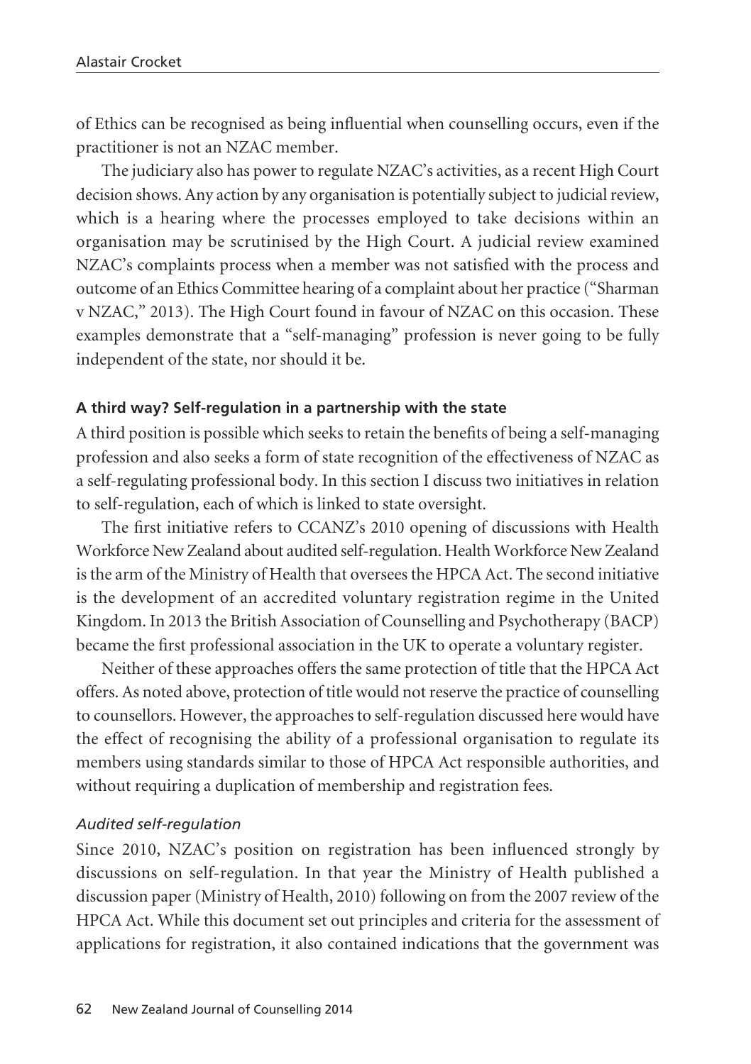of Ethics can be recognised as being influential when counselling occurs, even if the practitioner is not an NZAC member.

The judiciary also has power to regulate NZAC's activities, as a recent High Court decision shows. Any action by any organisation is potentially subject to judicial review, which is a hearing where the processes employed to take decisions within an organisation may be scrutinised by the High Court. A judicial review examined NZAC's complaints process when a member was not satisfied with the process and outcome of an Ethics Committee hearing of a complaint about her practice ("Sharman v NZAC," 2013). The High Court found in favour of NZAC on this occasion. These examples demonstrate that a "self-managing" profession is never going to be fully independent of the state, nor should it be.

#### A third way? Self-regulation in a partnership with the state

A third position is possible which seeks to retain the benefits of being a self-managing profession and also seeks a form of state recognition of the effectiveness of NZAC as a self-regulating professional body. In this section I discuss two initiatives in relation to self-regulation, each of which is linked to state oversight.

The first initiative refers to CCANZ's 2010 opening of discussions with Health Workforce New Zealand about audited self-regulation. Health Workforce New Zealand is the arm of the Ministry of Health that oversees the HPCA Act. The second initiative is the development of an accredited voluntary registration regime in the United Kingdom. In 2013 the British Association of Counselling and Psychotherapy (BACP) became the first professional association in the UK to operate a voluntary register.

Neither of these approaches offers the same protection of title that the HPCA Act offers. As noted above, protection of title would not reserve the practice of counselling to counsellors. However, the approaches to self-regulation discussed here would have the effect of recognising the ability of a professional organisation to regulate its members using standards similar to those of HPCA Act responsible authorities, and without requiring a duplication of membership and registration fees.

##### *Audited self-regulation*

Since 2010, NZAC's position on registration has been influenced strongly by discussions on self-regulation. In that year the Ministry of Health published a discussion paper (Ministry of Health, 2010) following on from the 2007 review of the HPCA Act. While this document set out principles and criteria for the assessment of applications for registration, it also contained indications that the government was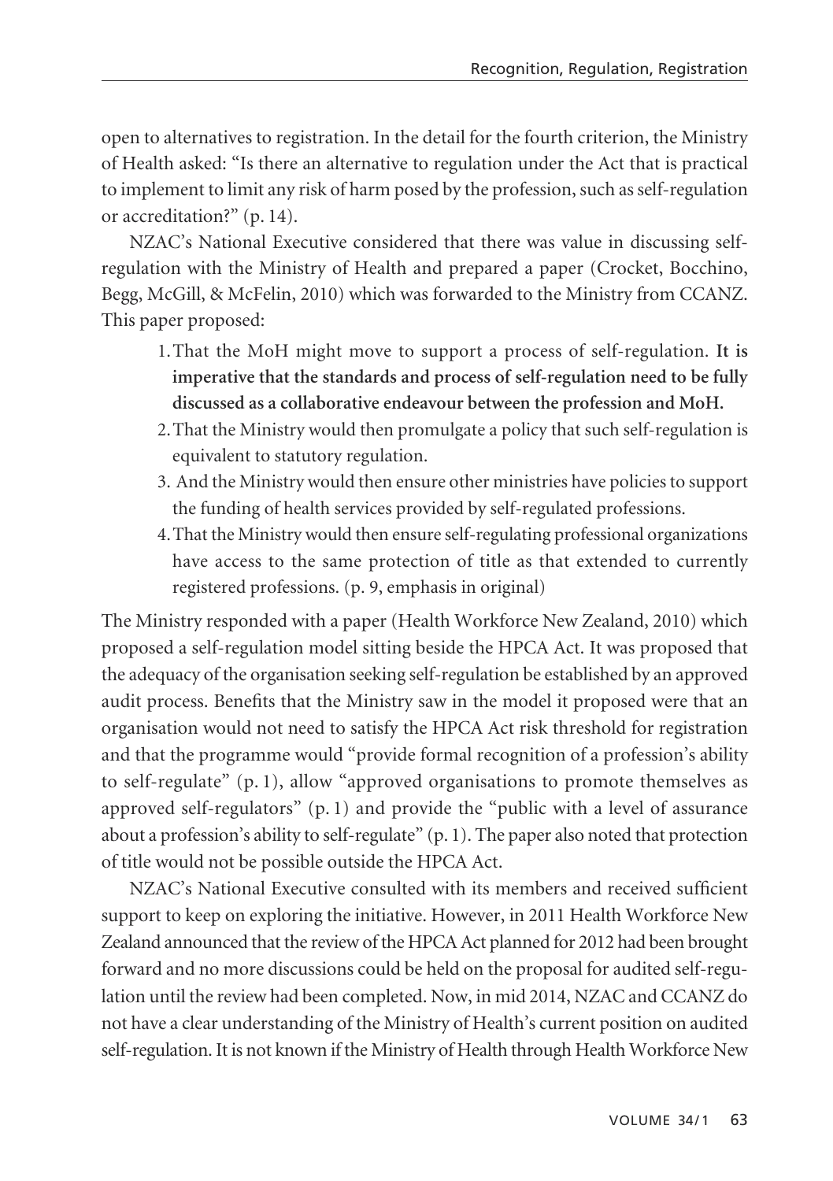open to alternatives to registration. In the detail for the fourth criterion, the Ministry of Health asked: "Is there an alternative to regulation under the Act that is practical to implement to limit any risk of harm posed by the profession, such as self-regulation or accreditation?" (p. 14).

NZAC's National Executive considered that there was value in discussing self-regulation with the Ministry of Health and prepared a paper (Crocket, Bocchino, Begg, McGill, & McFelin, 2010) which was forwarded to the Ministry from CCANZ. This paper proposed:

> 1. That the MoH might move to support a process of self-regulation. **It is imperative that the standards and process of self-regulation need to be fully discussed as a collaborative endeavour between the profession and MoH.**
> 2. That the Ministry would then promulgate a policy that such self-regulation is equivalent to statutory regulation.
> 3. And the Ministry would then ensure other ministries have policies to support the funding of health services provided by self-regulated professions.
> 4. That the Ministry would then ensure self-regulating professional organizations have access to the same protection of title as that extended to currently registered professions. (p. 9, emphasis in original)

The Ministry responded with a paper (Health Workforce New Zealand, 2010) which proposed a self-regulation model sitting beside the HPCA Act. It was proposed that the adequacy of the organisation seeking self-regulation be established by an approved audit process. Benefits that the Ministry saw in the model it proposed were that an organisation would not need to satisfy the HPCA Act risk threshold for registration and that the programme would "provide formal recognition of a profession's ability to self-regulate" (p. 1), allow "approved organisations to promote themselves as approved self-regulators" (p. 1) and provide the "public with a level of assurance about a profession's ability to self-regulate" (p. 1). The paper also noted that protection of title would not be possible outside the HPCA Act.

NZAC's National Executive consulted with its members and received sufficient support to keep on exploring the initiative. However, in 2011 Health Workforce New Zealand announced that the review of the HPCA Act planned for 2012 had been brought forward and no more discussions could be held on the proposal for audited self-regulation until the review had been completed. Now, in mid 2014, NZAC and CCANZ do not have a clear understanding of the Ministry of Health's current position on audited self-regulation. It is not known if the Ministry of Health through Health Workforce New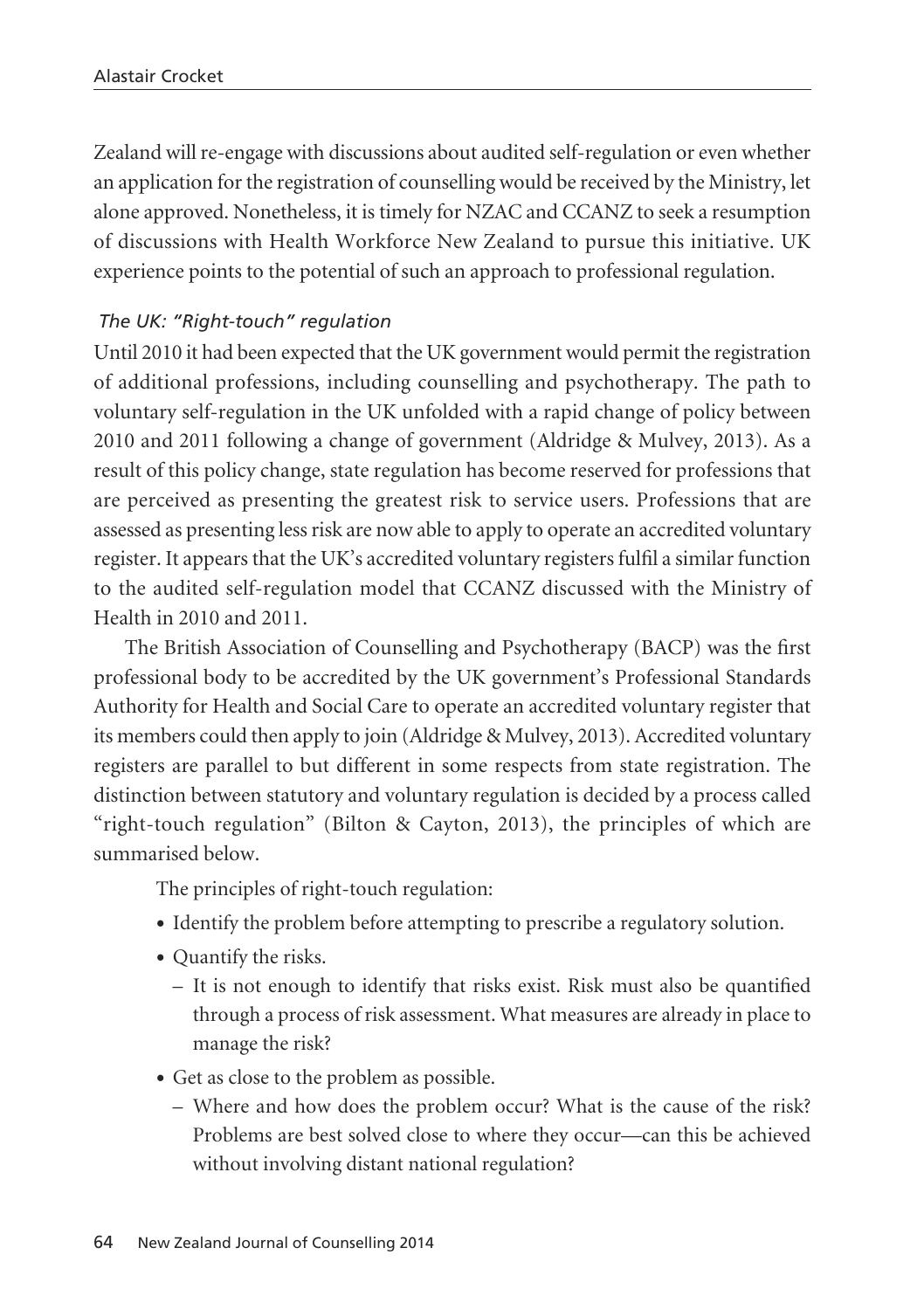Zealand will re-engage with discussions about audited self-regulation or even whether an application for the registration of counselling would be received by the Ministry, let alone approved. Nonetheless, it is timely for NZAC and CCANZ to seek a resumption of discussions with Health Workforce New Zealand to pursue this initiative. UK experience points to the potential of such an approach to professional regulation.

### *The UK: "Right-touch" regulation*

Until 2010 it had been expected that the UK government would permit the registration of additional professions, including counselling and psychotherapy. The path to voluntary self-regulation in the UK unfolded with a rapid change of policy between 2010 and 2011 following a change of government (Aldridge & Mulvey, 2013). As a result of this policy change, state regulation has become reserved for professions that are perceived as presenting the greatest risk to service users. Professions that are assessed as presenting less risk are now able to apply to operate an accredited voluntary register. It appears that the UK's accredited voluntary registers fulfil a similar function to the audited self-regulation model that CCANZ discussed with the Ministry of Health in 2010 and 2011.

The British Association of Counselling and Psychotherapy (BACP) was the first professional body to be accredited by the UK government's Professional Standards Authority for Health and Social Care to operate an accredited voluntary register that its members could then apply to join (Aldridge & Mulvey, 2013). Accredited voluntary registers are parallel to but different in some respects from state registration. The distinction between statutory and voluntary regulation is decided by a process called "right-touch regulation" (Bilton & Cayton, 2013), the principles of which are summarised below.

The principles of right-touch regulation:

- Identify the problem before attempting to prescribe a regulatory solution.
- Quantify the risks.
  - It is not enough to identify that risks exist. Risk must also be quantified through a process of risk assessment. What measures are already in place to manage the risk?
- Get as close to the problem as possible.
  - Where and how does the problem occur? What is the cause of the risk? Problems are best solved close to where they occur—can this be achieved without involving distant national regulation?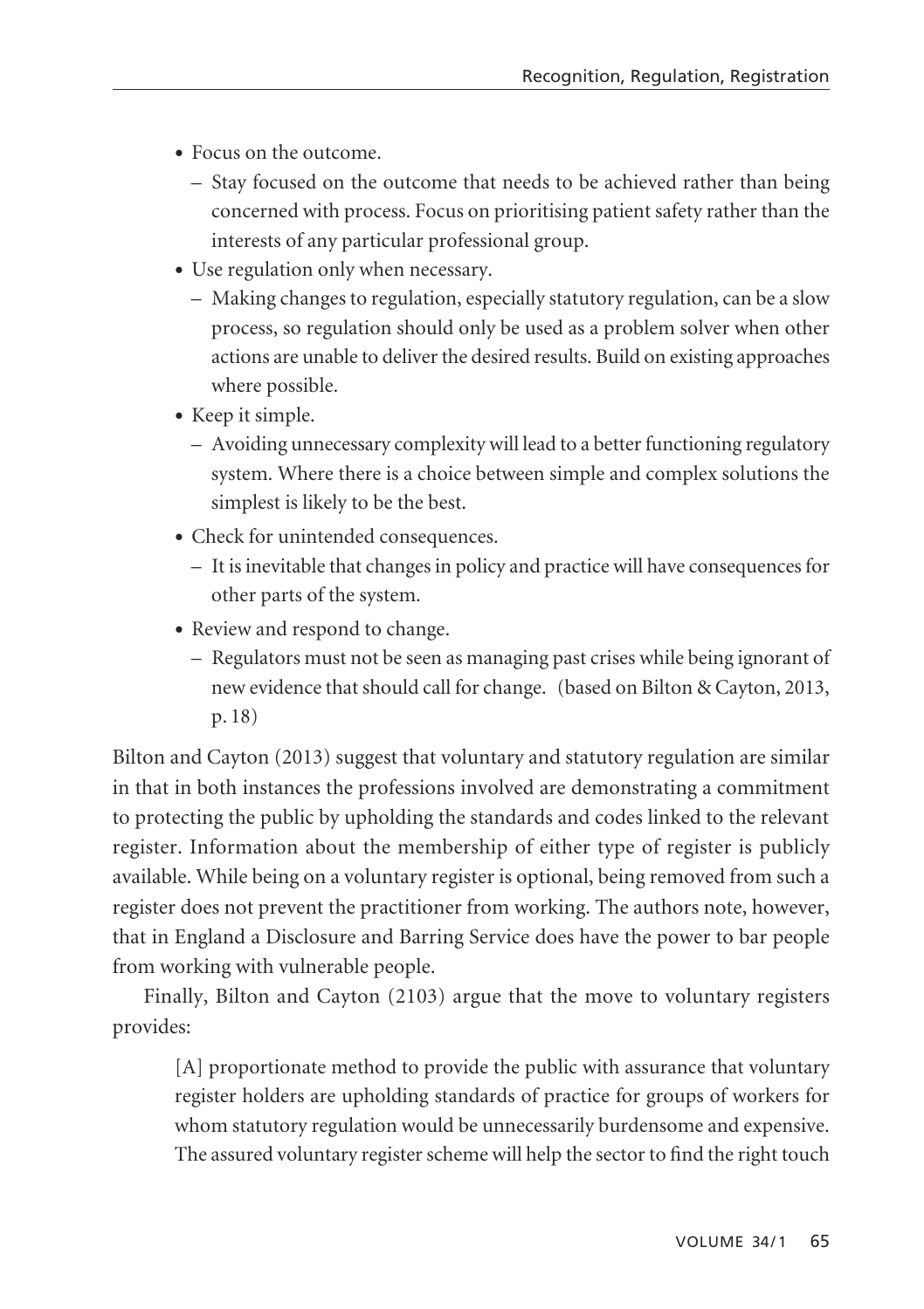- Focus on the outcome.
  - Stay focused on the outcome that needs to be achieved rather than being concerned with process. Focus on prioritising patient safety rather than the interests of any particular professional group.
- Use regulation only when necessary.
  - Making changes to regulation, especially statutory regulation, can be a slow process, so regulation should only be used as a problem solver when other actions are unable to deliver the desired results. Build on existing approaches where possible.
- Keep it simple.
  - Avoiding unnecessary complexity will lead to a better functioning regulatory system. Where there is a choice between simple and complex solutions the simplest is likely to be the best.
- Check for unintended consequences.
  - It is inevitable that changes in policy and practice will have consequences for other parts of the system.
- Review and respond to change.
  - Regulators must not be seen as managing past crises while being ignorant of new evidence that should call for change. (based on Bilton & Cayton, 2013, p. 18)

Bilton and Cayton (2013) suggest that voluntary and statutory regulation are similar in that in both instances the professions involved are demonstrating a commitment to protecting the public by upholding the standards and codes linked to the relevant register. Information about the membership of either type of register is publicly available. While being on a voluntary register is optional, being removed from such a register does not prevent the practitioner from working. The authors note, however, that in England a Disclosure and Barring Service does have the power to bar people from working with vulnerable people.

Finally, Bilton and Cayton (2103) argue that the move to voluntary registers provides:

> [A] proportionate method to provide the public with assurance that voluntary register holders are upholding standards of practice for groups of workers for whom statutory regulation would be unnecessarily burdensome and expensive. The assured voluntary register scheme will help the sector to find the right touch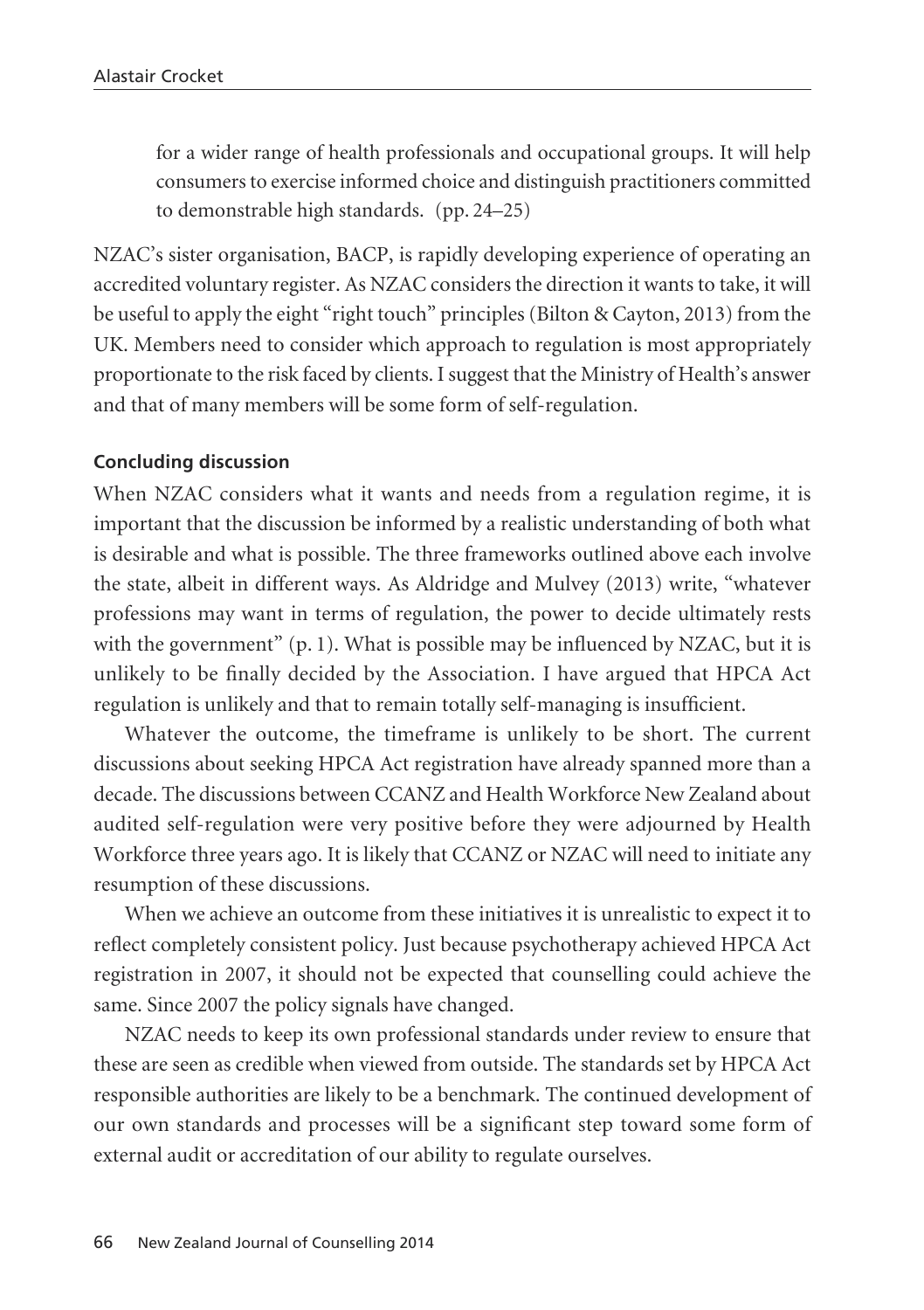> for a wider range of health professionals and occupational groups. It will help consumers to exercise informed choice and distinguish practitioners committed to demonstrable high standards. (pp. 24–25)

NZAC's sister organisation, BACP, is rapidly developing experience of operating an accredited voluntary register. As NZAC considers the direction it wants to take, it will be useful to apply the eight "right touch" principles (Bilton & Cayton, 2013) from the UK. Members need to consider which approach to regulation is most appropriately proportionate to the risk faced by clients. I suggest that the Ministry of Health's answer and that of many members will be some form of self-regulation.

### Concluding discussion

When NZAC considers what it wants and needs from a regulation regime, it is important that the discussion be informed by a realistic understanding of both what is desirable and what is possible. The three frameworks outlined above each involve the state, albeit in different ways. As Aldridge and Mulvey (2013) write, "whatever professions may want in terms of regulation, the power to decide ultimately rests with the government" (p. 1). What is possible may be influenced by NZAC, but it is unlikely to be finally decided by the Association. I have argued that HPCA Act regulation is unlikely and that to remain totally self-managing is insufficient.

Whatever the outcome, the timeframe is unlikely to be short. The current discussions about seeking HPCA Act registration have already spanned more than a decade. The discussions between CCANZ and Health Workforce New Zealand about audited self-regulation were very positive before they were adjourned by Health Workforce three years ago. It is likely that CCANZ or NZAC will need to initiate any resumption of these discussions.

When we achieve an outcome from these initiatives it is unrealistic to expect it to reflect completely consistent policy. Just because psychotherapy achieved HPCA Act registration in 2007, it should not be expected that counselling could achieve the same. Since 2007 the policy signals have changed.

NZAC needs to keep its own professional standards under review to ensure that these are seen as credible when viewed from outside. The standards set by HPCA Act responsible authorities are likely to be a benchmark. The continued development of our own standards and processes will be a significant step toward some form of external audit or accreditation of our ability to regulate ourselves.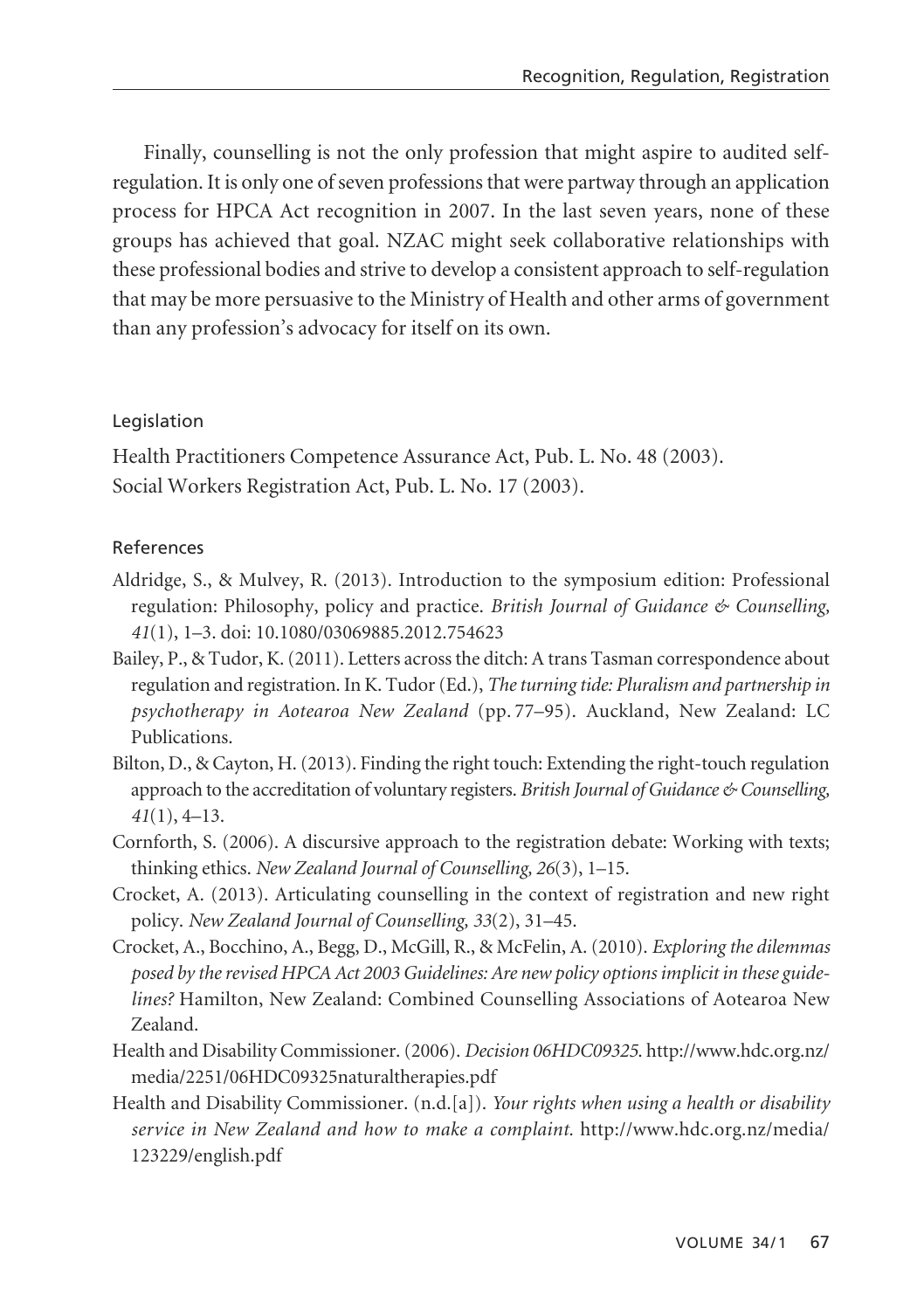Finally, counselling is not the only profession that might aspire to audited self-regulation. It is only one of seven professions that were partway through an application process for HPCA Act recognition in 2007. In the last seven years, none of these groups has achieved that goal. NZAC might seek collaborative relationships with these professional bodies and strive to develop a consistent approach to self-regulation that may be more persuasive to the Ministry of Health and other arms of government than any profession's advocacy for itself on its own.

## Legislation

Health Practitioners Competence Assurance Act, Pub. L. No. 48 (2003).

Social Workers Registration Act, Pub. L. No. 17 (2003).

## References

Aldridge, S., & Mulvey, R. (2013). Introduction to the symposium edition: Professional regulation: Philosophy, policy and practice. *British Journal of Guidance & Counselling, 41*(1), 1–3. doi: 10.1080/03069885.2012.754623

Bailey, P., & Tudor, K. (2011). Letters across the ditch: A trans Tasman correspondence about regulation and registration. In K. Tudor (Ed.), *The turning tide: Pluralism and partnership in psychotherapy in Aotearoa New Zealand* (pp. 77–95). Auckland, New Zealand: LC Publications.

Bilton, D., & Cayton, H. (2013). Finding the right touch: Extending the right-touch regulation approach to the accreditation of voluntary registers. *British Journal of Guidance & Counselling, 41*(1), 4–13.

Cornforth, S. (2006). A discursive approach to the registration debate: Working with texts; thinking ethics. *New Zealand Journal of Counselling, 26*(3), 1–15.

Crocket, A. (2013). Articulating counselling in the context of registration and new right policy. *New Zealand Journal of Counselling, 33*(2), 31–45.

Crocket, A., Bocchino, A., Begg, D., McGill, R., & McFelin, A. (2010). *Exploring the dilemmas posed by the revised HPCA Act 2003 Guidelines: Are new policy options implicit in these guidelines?* Hamilton, New Zealand: Combined Counselling Associations of Aotearoa New Zealand.

Health and Disability Commissioner. (2006). *Decision 06HDC09325*. http://www.hdc.org.nz/media/2251/06HDC09325naturaltherapies.pdf

Health and Disability Commissioner. (n.d.[a]). *Your rights when using a health or disability service in New Zealand and how to make a complaint.* http://www.hdc.org.nz/media/123229/english.pdf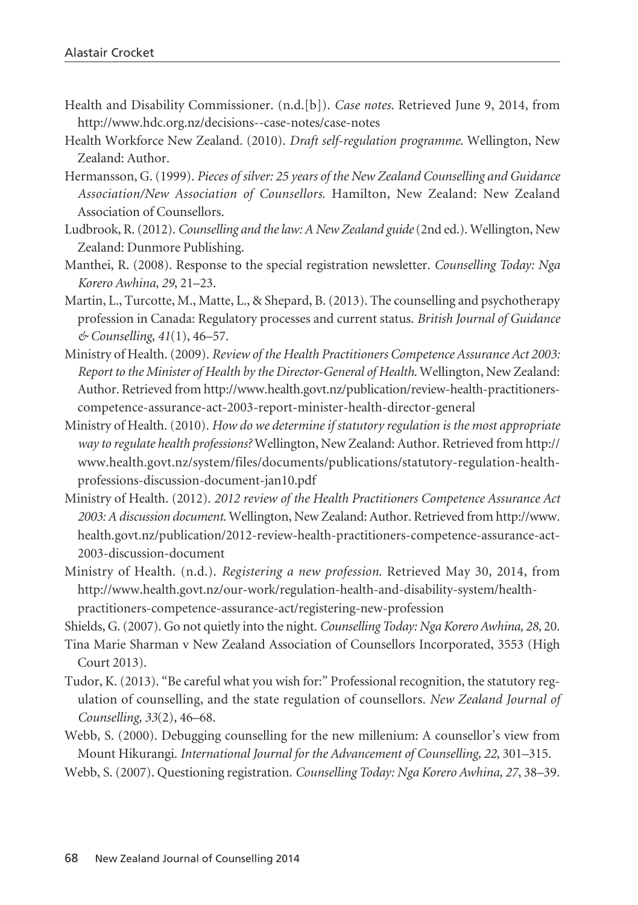Health and Disability Commissioner. (n.d.[b]). *Case notes*. Retrieved June 9, 2014, from http://www.hdc.org.nz/decisions--case-notes/case-notes

Health Workforce New Zealand. (2010). *Draft self-regulation programme*. Wellington, New Zealand: Author.

Hermansson, G. (1999). *Pieces of silver: 25 years of the New Zealand Counselling and Guidance Association/New Association of Counsellors*. Hamilton, New Zealand: New Zealand Association of Counsellors.

Ludbrook, R. (2012). *Counselling and the law: A New Zealand guide* (2nd ed.). Wellington, New Zealand: Dunmore Publishing.

Manthei, R. (2008). Response to the special registration newsletter. *Counselling Today: Nga Korero Awhina, 29*, 21–23.

Martin, L., Turcotte, M., Matte, L., & Shepard, B. (2013). The counselling and psychotherapy profession in Canada: Regulatory processes and current status. *British Journal of Guidance & Counselling, 41*(1), 46–57.

Ministry of Health. (2009). *Review of the Health Practitioners Competence Assurance Act 2003: Report to the Minister of Health by the Director-General of Health*. Wellington, New Zealand: Author. Retrieved from http://www.health.govt.nz/publication/review-health-practitioners-competence-assurance-act-2003-report-minister-health-director-general

Ministry of Health. (2010). *How do we determine if statutory regulation is the most appropriate way to regulate health professions?* Wellington, New Zealand: Author. Retrieved from http://www.health.govt.nz/system/files/documents/publications/statutory-regulation-health-professions-discussion-document-jan10.pdf

Ministry of Health. (2012). *2012 review of the Health Practitioners Competence Assurance Act 2003: A discussion document*. Wellington, New Zealand: Author. Retrieved from http://www.health.govt.nz/publication/2012-review-health-practitioners-competence-assurance-act-2003-discussion-document

Ministry of Health. (n.d.). *Registering a new profession*. Retrieved May 30, 2014, from http://www.health.govt.nz/our-work/regulation-health-and-disability-system/health-practitioners-competence-assurance-act/registering-new-profession

Shields, G. (2007). Go not quietly into the night. *Counselling Today: Nga Korero Awhina, 28*, 20.

Tina Marie Sharman v New Zealand Association of Counsellors Incorporated, 3553 (High Court 2013).

Tudor, K. (2013). "Be careful what you wish for:" Professional recognition, the statutory regulation of counselling, and the state regulation of counsellors. *New Zealand Journal of Counselling, 33*(2), 46–68.

Webb, S. (2000). Debugging counselling for the new millenium: A counsellor's view from Mount Hikurangi. *International Journal for the Advancement of Counselling, 22*, 301–315.

Webb, S. (2007). Questioning registration. *Counselling Today: Nga Korero Awhina, 27*, 38–39.